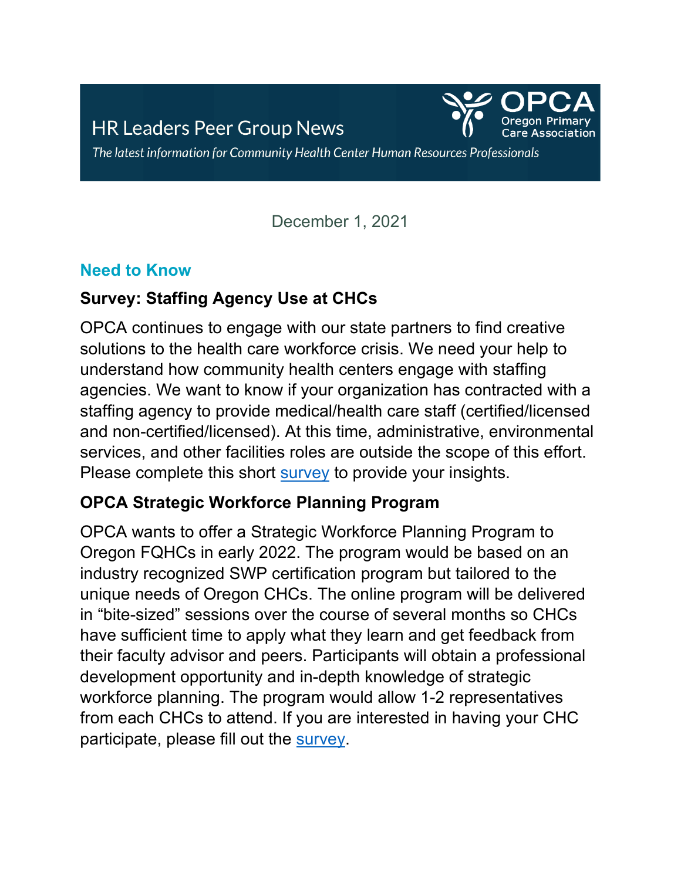# HR Leaders Peer Group News

OPCA Oregon Primary Care Association

*The latest information for Community Health Center Human Resources Professionals*

December 1, 2021

## Need to Know

### Survey: Staffing Agency Use at CHCs

OPCA continues to engage with our state partners to find creative solutions to the health care workforce crisis. We need your help to understand how community health centers engage with staffing agencies. We want to know if your organization has contracted with a staffing agency to provide medical/health care staff (certified/licensed and non-certified/licensed). At this time, administrative, environmental services, and other facilities roles are outside the scope of this effort. Please complete this short survey to provide your insights.

### OPCA Strategic Workforce Planning Program

OPCA wants to offer a Strategic Workforce Planning Program to Oregon FQHCs in early 2022. The program would be based on an industry recognized SWP certification program but tailored to the unique needs of Oregon CHCs. The online program will be delivered in "bite-sized" sessions over the course of several months so CHCs have sufficient time to apply what they learn and get feedback from their faculty advisor and peers. Participants will obtain a professional development opportunity and in-depth knowledge of strategic workforce planning. The program would allow 1-2 representatives from each CHCs to attend. If you are interested in having your CHC participate, please fill out the survey.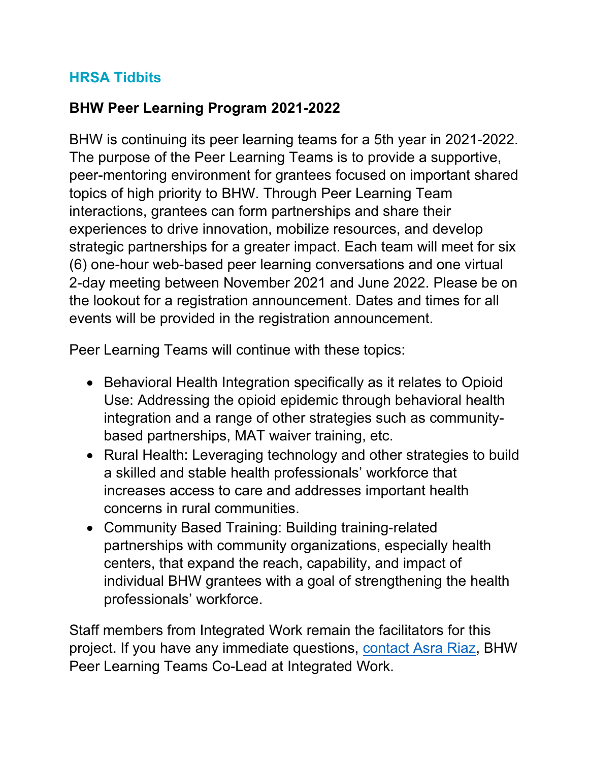## HRSA Tidbits

### BHW Peer Learning Program 2021-2022

BHW is continuing its peer learning teams for a 5th year in 2021-2022. The purpose of the Peer Learning Teams is to provide a supportive, peer-mentoring environment for grantees focused on important shared topics of high priority to BHW. Through Peer Learning Team interactions, grantees can form partnerships and share their experiences to drive innovation, mobilize resources, and develop strategic partnerships for a greater impact. Each team will meet for six (6) one-hour web-based peer learning conversations and one virtual 2-day meeting between November 2021 and June 2022. Please be on the lookout for a registration announcement. Dates and times for all events will be provided in the registration announcement.

Peer Learning Teams will continue with these topics:

- Behavioral Health Integration specifically as it relates to Opioid Use: Addressing the opioid epidemic through behavioral health integration and a range of other strategies such as community-based partnerships, MAT waiver training, etc.
- Rural Health: Leveraging technology and other strategies to build a skilled and stable health professionals' workforce that increases access to care and addresses important health concerns in rural communities.
- Community Based Training: Building training-related partnerships with community organizations, especially health centers, that expand the reach, capability, and impact of individual BHW grantees with a goal of strengthening the health professionals' workforce.

Staff members from Integrated Work remain the facilitators for this project. If you have any immediate questions, contact Asra Riaz, BHW Peer Learning Teams Co-Lead at Integrated Work.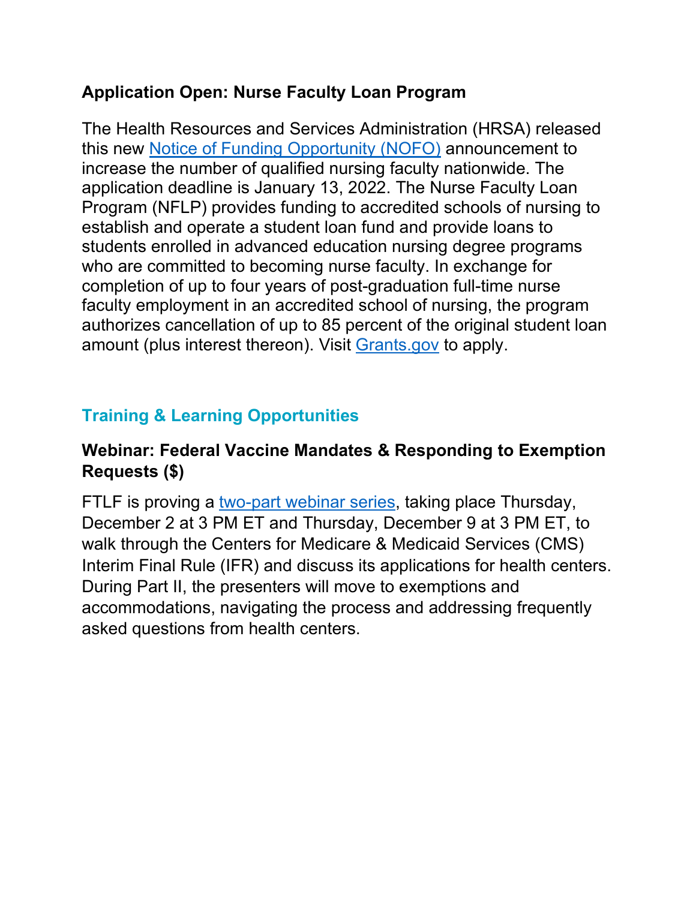### Application Open: Nurse Faculty Loan Program

The Health Resources and Services Administration (HRSA) released this new Notice of Funding Opportunity (NOFO) announcement to increase the number of qualified nursing faculty nationwide. The application deadline is January 13, 2022. The Nurse Faculty Loan Program (NFLP) provides funding to accredited schools of nursing to establish and operate a student loan fund and provide loans to students enrolled in advanced education nursing degree programs who are committed to becoming nurse faculty. In exchange for completion of up to four years of post-graduation full-time nurse faculty employment in an accredited school of nursing, the program authorizes cancellation of up to 85 percent of the original student loan amount (plus interest thereon). Visit Grants.gov to apply.

## Training & Learning Opportunities

### Webinar: Federal Vaccine Mandates & Responding to Exemption Requests ($)

FTLF is proving a two-part webinar series, taking place Thursday, December 2 at 3 PM ET and Thursday, December 9 at 3 PM ET, to walk through the Centers for Medicare & Medicaid Services (CMS) Interim Final Rule (IFR) and discuss its applications for health centers. During Part II, the presenters will move to exemptions and accommodations, navigating the process and addressing frequently asked questions from health centers.